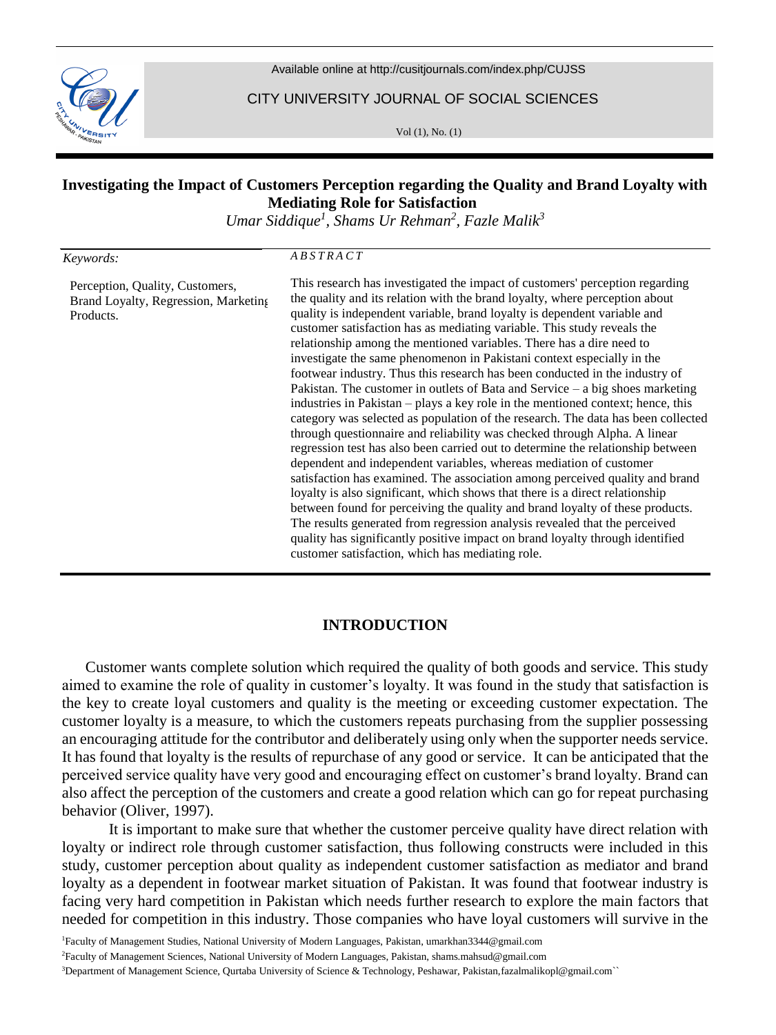# Investigating the Impact of Customers Perception regarding the Quality and Brand Loyalty with Mediating Role for Satisfaction

*Umar Siddique[1], Shams Ur Rehman[2], Fazle Malik[3]*

*Keywords:*

Perception, Quality, Customers, Brand Loyalty, Regression, Marketing Products.

*ABSTRACT*

This research has investigated the impact of customers' perception regarding the quality and its relation with the brand loyalty, where perception about quality is independent variable, brand loyalty is dependent variable and customer satisfaction has as mediating variable. This study reveals the relationship among the mentioned variables. There has a dire need to investigate the same phenomenon in Pakistani context especially in the footwear industry. Thus this research has been conducted in the industry of Pakistan. The customer in outlets of Bata and Service – a big shoes marketing industries in Pakistan – plays a key role in the mentioned context; hence, this category was selected as population of the research. The data has been collected through questionnaire and reliability was checked through Alpha. A linear regression test has also been carried out to determine the relationship between dependent and independent variables, whereas mediation of customer satisfaction has examined. The association among perceived quality and brand loyalty is also significant, which shows that there is a direct relationship between found for perceiving the quality and brand loyalty of these products. The results generated from regression analysis revealed that the perceived quality has significantly positive impact on brand loyalty through identified customer satisfaction, which has mediating role.

## INTRODUCTION

Customer wants complete solution which required the quality of both goods and service. This study aimed to examine the role of quality in customer's loyalty. It was found in the study that satisfaction is the key to create loyal customers and quality is the meeting or exceeding customer expectation. The customer loyalty is a measure, to which the customers repeats purchasing from the supplier possessing an encouraging attitude for the contributor and deliberately using only when the supporter needs service. It has found that loyalty is the results of repurchase of any good or service. It can be anticipated that the perceived service quality have very good and encouraging effect on customer's brand loyalty. Brand can also affect the perception of the customers and create a good relation which can go for repeat purchasing behavior (Oliver, 1997).

It is important to make sure that whether the customer perceive quality have direct relation with loyalty or indirect role through customer satisfaction, thus following constructs were included in this study, customer perception about quality as independent customer satisfaction as mediator and brand loyalty as a dependent in footwear market situation of Pakistan. It was found that footwear industry is facing very hard competition in Pakistan which needs further research to explore the main factors that needed for competition in this industry. Those companies who have loyal customers will survive in the

[1]Faculty of Management Studies, National University of Modern Languages, Pakistan, umarkhan3344@gmail.com

[2]Faculty of Management Sciences, National University of Modern Languages, Pakistan, shams.mahsud@gmail.com

[3]Department of Management Science, Qurtaba University of Science & Technology, Peshawar, Pakistan,fazalmalikopl@gmail.com``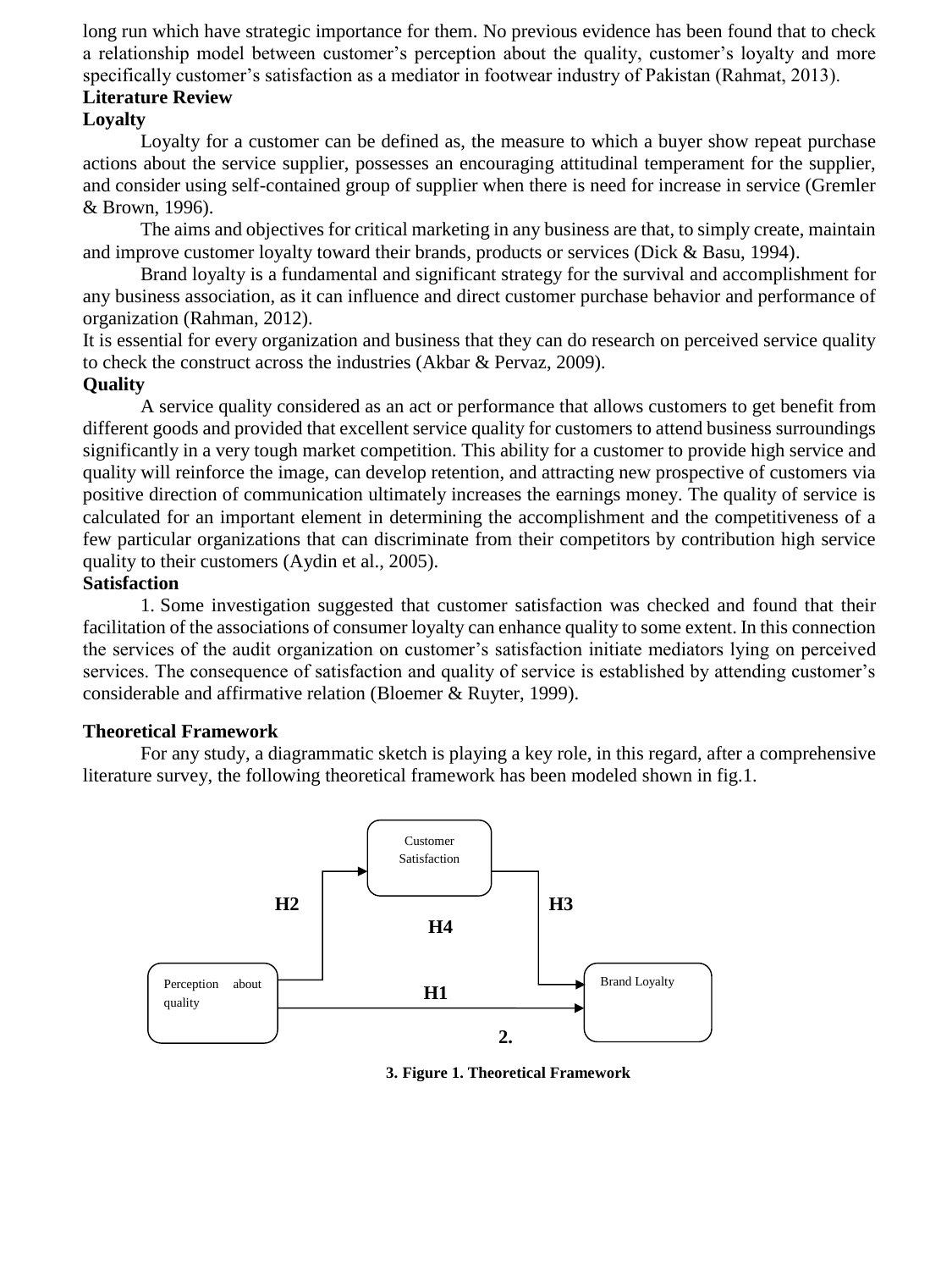long run which have strategic importance for them. No previous evidence has been found that to check a relationship model between customer's perception about the quality, customer's loyalty and more specifically customer's satisfaction as a mediator in footwear industry of Pakistan (Rahmat, 2013).

## Literature Review

### Loyalty

Loyalty for a customer can be defined as, the measure to which a buyer show repeat purchase actions about the service supplier, possesses an encouraging attitudinal temperament for the supplier, and consider using self-contained group of supplier when there is need for increase in service (Gremler & Brown, 1996).

The aims and objectives for critical marketing in any business are that, to simply create, maintain and improve customer loyalty toward their brands, products or services (Dick & Basu, 1994).

Brand loyalty is a fundamental and significant strategy for the survival and accomplishment for any business association, as it can influence and direct customer purchase behavior and performance of organization (Rahman, 2012).

It is essential for every organization and business that they can do research on perceived service quality to check the construct across the industries (Akbar & Pervaz, 2009).

### Quality

A service quality considered as an act or performance that allows customers to get benefit from different goods and provided that excellent service quality for customers to attend business surroundings significantly in a very tough market competition. This ability for a customer to provide high service and quality will reinforce the image, can develop retention, and attracting new prospective of customers via positive direction of communication ultimately increases the earnings money. The quality of service is calculated for an important element in determining the accomplishment and the competitiveness of a few particular organizations that can discriminate from their competitors by contribution high service quality to their customers (Aydin et al., 2005).

### Satisfaction

1. Some investigation suggested that customer satisfaction was checked and found that their facilitation of the associations of consumer loyalty can enhance quality to some extent. In this connection the services of the audit organization on customer's satisfaction initiate mediators lying on perceived services. The consequence of satisfaction and quality of service is established by attending customer's considerable and affirmative relation (Bloemer & Ruyter, 1999).

## Theoretical Framework

For any study, a diagrammatic sketch is playing a key role, in this regard, after a comprehensive literature survey, the following theoretical framework has been modeled shown in fig.1.

Customer Satisfaction

H2 H3

H4

Perception about quality — H1 → Brand Loyalty

2.

**3. Figure 1. Theoretical Framework**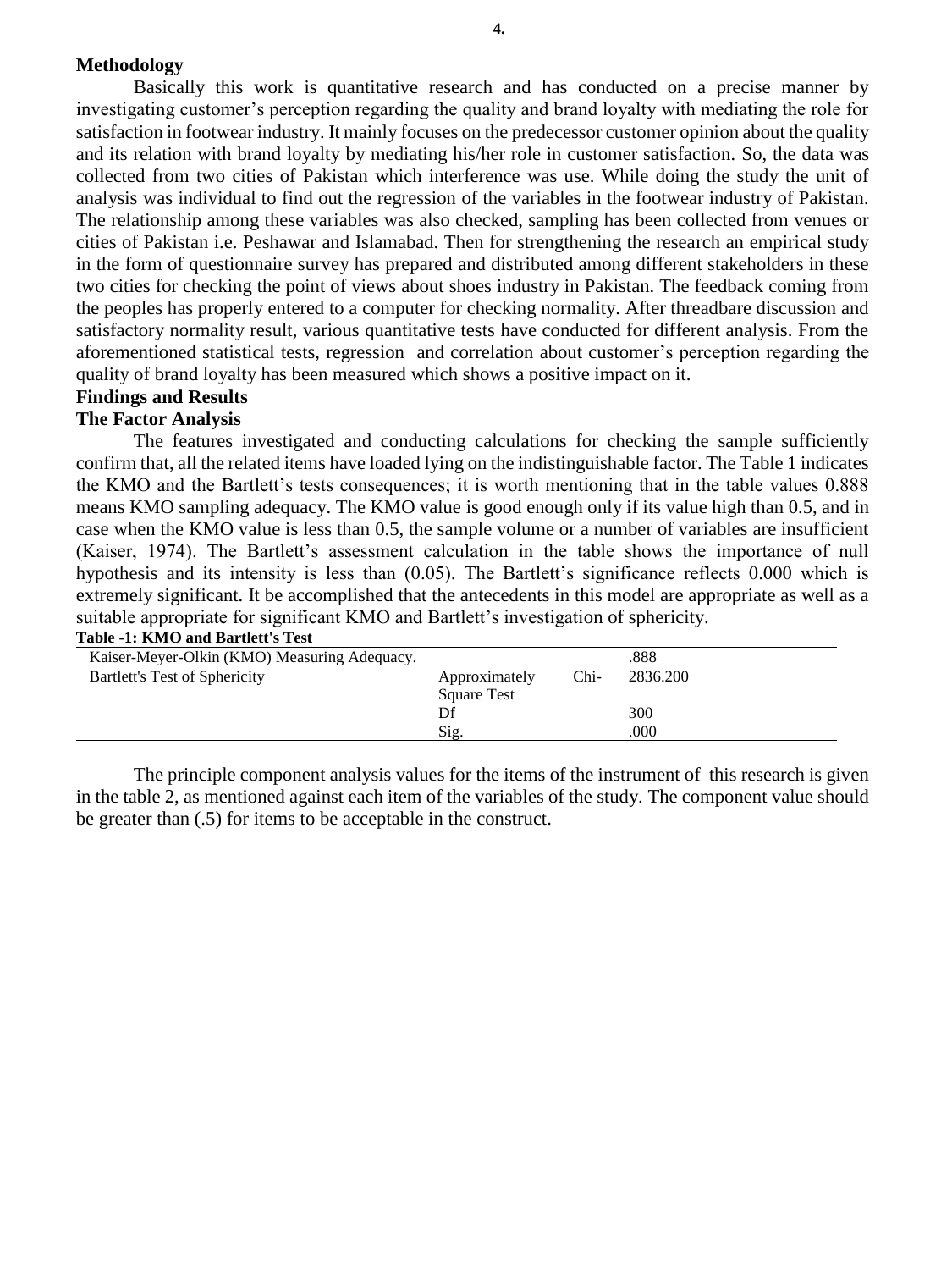## Methodology

Basically this work is quantitative research and has conducted on a precise manner by investigating customer's perception regarding the quality and brand loyalty with mediating the role for satisfaction in footwear industry. It mainly focuses on the predecessor customer opinion about the quality and its relation with brand loyalty by mediating his/her role in customer satisfaction. So, the data was collected from two cities of Pakistan which interference was use. While doing the study the unit of analysis was individual to find out the regression of the variables in the footwear industry of Pakistan. The relationship among these variables was also checked, sampling has been collected from venues or cities of Pakistan i.e. Peshawar and Islamabad. Then for strengthening the research an empirical study in the form of questionnaire survey has prepared and distributed among different stakeholders in these two cities for checking the point of views about shoes industry in Pakistan. The feedback coming from the peoples has properly entered to a computer for checking normality. After threadbare discussion and satisfactory normality result, various quantitative tests have conducted for different analysis. From the aforementioned statistical tests, regression and correlation about customer's perception regarding the quality of brand loyalty has been measured which shows a positive impact on it.

## Findings and Results

### The Factor Analysis

The features investigated and conducting calculations for checking the sample sufficiently confirm that, all the related items have loaded lying on the indistinguishable factor. The Table 1 indicates the KMO and the Bartlett's tests consequences; it is worth mentioning that in the table values 0.888 means KMO sampling adequacy. The KMO value is good enough only if its value high than 0.5, and in case when the KMO value is less than 0.5, the sample volume or a number of variables are insufficient (Kaiser, 1974). The Bartlett's assessment calculation in the table shows the importance of null hypothesis and its intensity is less than (0.05). The Bartlett's significance reflects 0.000 which is extremely significant. It be accomplished that the antecedents in this model are appropriate as well as a suitable appropriate for significant KMO and Bartlett's investigation of sphericity.

**Table -1: KMO and Bartlett's Test**

| | | |
|---|---|---|
| Kaiser-Meyer-Olkin (KMO) Measuring Adequacy. | | .888 |
| Bartlett's Test of Sphericity | Approximately Chi-Square Test | 2836.200 |
| | Df | 300 |
| | Sig. | .000 |

The principle component analysis values for the items of the instrument of this research is given in the table 2, as mentioned against each item of the variables of the study. The component value should be greater than (.5) for items to be acceptable in the construct.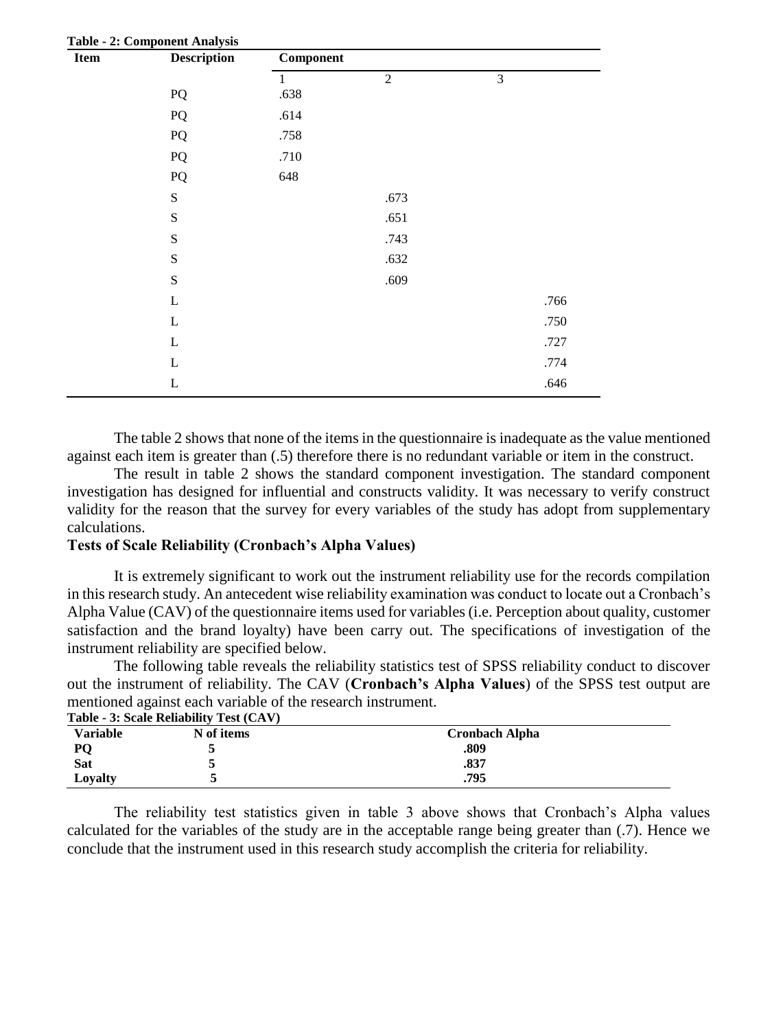**Table - 2: Component Analysis**

| Item | Description | Component | | |
|---|---|---|---|---|
| | | 1 | 2 | 3 |
| | PQ | .638 | | |
| | PQ | .614 | | |
| | PQ | .758 | | |
| | PQ | .710 | | |
| | PQ | 648 | | |
| | S | | .673 | |
| | S | | .651 | |
| | S | | .743 | |
| | S | | .632 | |
| | S | | .609 | |
| | L | | | .766 |
| | L | | | .750 |
| | L | | | .727 |
| | L | | | .774 |
| | L | | | .646 |

The table 2 shows that none of the items in the questionnaire is inadequate as the value mentioned against each item is greater than (.5) therefore there is no redundant variable or item in the construct.

The result in table 2 shows the standard component investigation. The standard component investigation has designed for influential and constructs validity. It was necessary to verify construct validity for the reason that the survey for every variables of the study has adopt from supplementary calculations.

### Tests of Scale Reliability (Cronbach's Alpha Values)

It is extremely significant to work out the instrument reliability use for the records compilation in this research study. An antecedent wise reliability examination was conduct to locate out a Cronbach's Alpha Value (CAV) of the questionnaire items used for variables (i.e. Perception about quality, customer satisfaction and the brand loyalty) have been carry out. The specifications of investigation of the instrument reliability are specified below.

The following table reveals the reliability statistics test of SPSS reliability conduct to discover out the instrument of reliability. The CAV (**Cronbach's Alpha Values**) of the SPSS test output are mentioned against each variable of the research instrument.

**Table - 3: Scale Reliability Test (CAV)**

| Variable | N of items | Cronbach Alpha |
|---|---|---|
| **PQ** | **5** | **.809** |
| **Sat** | **5** | **.837** |
| **Loyalty** | **5** | **.795** |

The reliability test statistics given in table 3 above shows that Cronbach's Alpha values calculated for the variables of the study are in the acceptable range being greater than (.7). Hence we conclude that the instrument used in this research study accomplish the criteria for reliability.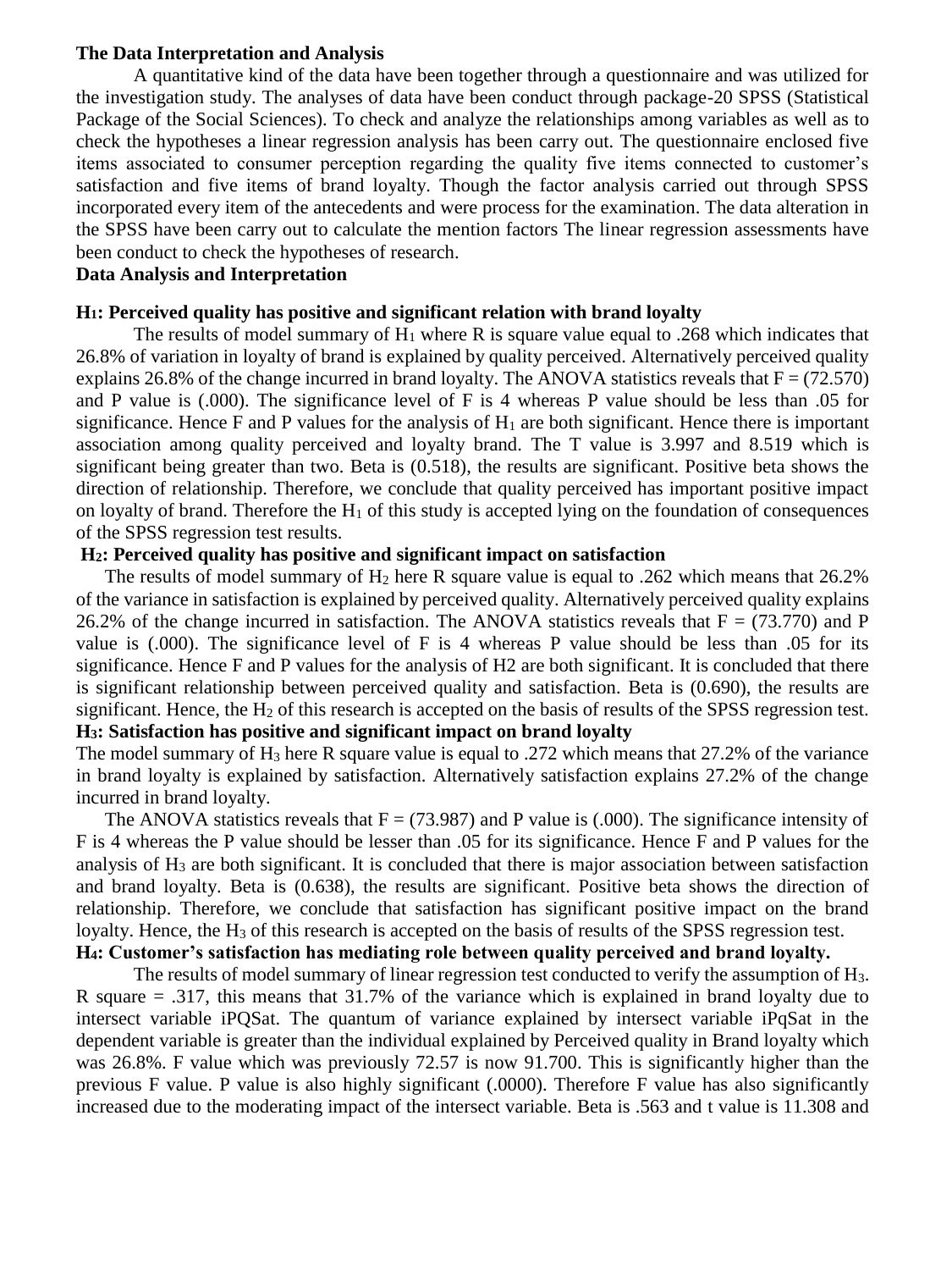**The Data Interpretation and Analysis**

A quantitative kind of the data have been together through a questionnaire and was utilized for the investigation study. The analyses of data have been conduct through package-20 SPSS (Statistical Package of the Social Sciences). To check and analyze the relationships among variables as well as to check the hypotheses a linear regression analysis has been carry out. The questionnaire enclosed five items associated to consumer perception regarding the quality five items connected to customer's satisfaction and five items of brand loyalty. Though the factor analysis carried out through SPSS incorporated every item of the antecedents and were process for the examination. The data alteration in the SPSS have been carry out to calculate the mention factors The linear regression assessments have been conduct to check the hypotheses of research.

**Data Analysis and Interpretation**

**$H_1$: Perceived quality has positive and significant relation with brand loyalty**

The results of model summary of $H_1$ where R is square value equal to .268 which indicates that 26.8% of variation in loyalty of brand is explained by quality perceived. Alternatively perceived quality explains 26.8% of the change incurred in brand loyalty. The ANOVA statistics reveals that F = (72.570) and P value is (.000). The significance level of F is 4 whereas P value should be less than .05 for significance. Hence F and P values for the analysis of $H_1$ are both significant. Hence there is important association among quality perceived and loyalty brand. The T value is 3.997 and 8.519 which is significant being greater than two. Beta is (0.518), the results are significant. Positive beta shows the direction of relationship. Therefore, we conclude that quality perceived has important positive impact on loyalty of brand. Therefore the $H_1$ of this study is accepted lying on the foundation of consequences of the SPSS regression test results.

**$H_2$: Perceived quality has positive and significant impact on satisfaction**

The results of model summary of $H_2$ here R square value is equal to .262 which means that 26.2% of the variance in satisfaction is explained by perceived quality. Alternatively perceived quality explains 26.2% of the change incurred in satisfaction. The ANOVA statistics reveals that F = (73.770) and P value is (.000). The significance level of F is 4 whereas P value should be less than .05 for its significance. Hence F and P values for the analysis of H2 are both significant. It is concluded that there is significant relationship between perceived quality and satisfaction. Beta is (0.690), the results are significant. Hence, the $H_2$ of this research is accepted on the basis of results of the SPSS regression test.

**$H_3$: Satisfaction has positive and significant impact on brand loyalty**

The model summary of $H_3$ here R square value is equal to .272 which means that 27.2% of the variance in brand loyalty is explained by satisfaction. Alternatively satisfaction explains 27.2% of the change incurred in brand loyalty.

The ANOVA statistics reveals that F = (73.987) and P value is (.000). The significance intensity of F is 4 whereas the P value should be lesser than .05 for its significance. Hence F and P values for the analysis of $H_3$ are both significant. It is concluded that there is major association between satisfaction and brand loyalty. Beta is (0.638), the results are significant. Positive beta shows the direction of relationship. Therefore, we conclude that satisfaction has significant positive impact on the brand loyalty. Hence, the $H_3$ of this research is accepted on the basis of results of the SPSS regression test.

**$H_4$: Customer's satisfaction has mediating role between quality perceived and brand loyalty.**

The results of model summary of linear regression test conducted to verify the assumption of $H_3$. R square = .317, this means that 31.7% of the variance which is explained in brand loyalty due to intersect variable iPQSat. The quantum of variance explained by intersect variable iPqSat in the dependent variable is greater than the individual explained by Perceived quality in Brand loyalty which was 26.8%. F value which was previously 72.57 is now 91.700. This is significantly higher than the previous F value. P value is also highly significant (.0000). Therefore F value has also significantly increased due to the moderating impact of the intersect variable. Beta is .563 and t value is 11.308 and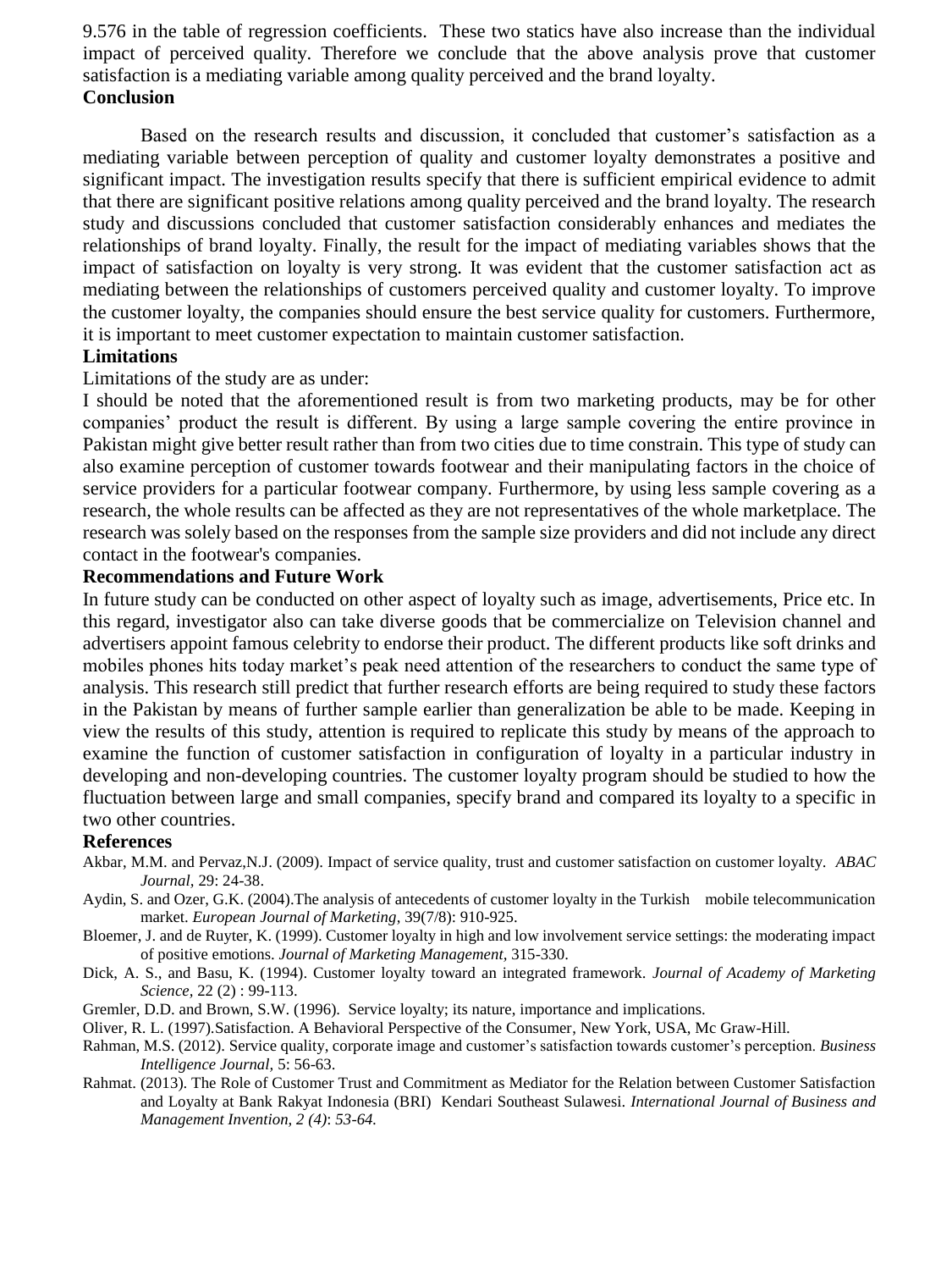9.576 in the table of regression coefficients. These two statics have also increase than the individual impact of perceived quality. Therefore we conclude that the above analysis prove that customer satisfaction is a mediating variable among quality perceived and the brand loyalty.

**Conclusion**

Based on the research results and discussion, it concluded that customer's satisfaction as a mediating variable between perception of quality and customer loyalty demonstrates a positive and significant impact. The investigation results specify that there is sufficient empirical evidence to admit that there are significant positive relations among quality perceived and the brand loyalty. The research study and discussions concluded that customer satisfaction considerably enhances and mediates the relationships of brand loyalty. Finally, the result for the impact of mediating variables shows that the impact of satisfaction on loyalty is very strong. It was evident that the customer satisfaction act as mediating between the relationships of customers perceived quality and customer loyalty. To improve the customer loyalty, the companies should ensure the best service quality for customers. Furthermore, it is important to meet customer expectation to maintain customer satisfaction.

**Limitations**

Limitations of the study are as under:

I should be noted that the aforementioned result is from two marketing products, may be for other companies' product the result is different. By using a large sample covering the entire province in Pakistan might give better result rather than from two cities due to time constrain. This type of study can also examine perception of customer towards footwear and their manipulating factors in the choice of service providers for a particular footwear company. Furthermore, by using less sample covering as a research, the whole results can be affected as they are not representatives of the whole marketplace. The research was solely based on the responses from the sample size providers and did not include any direct contact in the footwear's companies.

**Recommendations and Future Work**

In future study can be conducted on other aspect of loyalty such as image, advertisements, Price etc. In this regard, investigator also can take diverse goods that be commercialize on Television channel and advertisers appoint famous celebrity to endorse their product. The different products like soft drinks and mobiles phones hits today market's peak need attention of the researchers to conduct the same type of analysis. This research still predict that further research efforts are being required to study these factors in the Pakistan by means of further sample earlier than generalization be able to be made. Keeping in view the results of this study, attention is required to replicate this study by means of the approach to examine the function of customer satisfaction in configuration of loyalty in a particular industry in developing and non-developing countries. The customer loyalty program should be studied to how the fluctuation between large and small companies, specify brand and compared its loyalty to a specific in two other countries.

**References**

Akbar, M.M. and Pervaz,N.J. (2009). Impact of service quality, trust and customer satisfaction on customer loyalty. *ABAC Journal*, 29: 24-38.

Aydin, S. and Ozer, G.K. (2004).The analysis of antecedents of customer loyalty in the Turkish mobile telecommunication market. *European Journal of Marketing*, 39(7/8): 910-925.

Bloemer, J. and de Ruyter, K. (1999). Customer loyalty in high and low involvement service settings: the moderating impact of positive emotions. *Journal of Marketing Management,* 315-330.

Dick, A. S., and Basu, K. (1994). Customer loyalty toward an integrated framework. *Journal of Academy of Marketing Science,* 22 (2) : 99-113.

Gremler, D.D. and Brown, S.W. (1996). Service loyalty; its nature, importance and implications.

Oliver, R. L. (1997).Satisfaction. A Behavioral Perspective of the Consumer, New York, USA, Mc Graw-Hill.

Rahman, M.S. (2012). Service quality, corporate image and customer's satisfaction towards customer's perception. *Business Intelligence Journal,* 5: 56-63.

Rahmat. (2013). The Role of Customer Trust and Commitment as Mediator for the Relation between Customer Satisfaction and Loyalty at Bank Rakyat Indonesia (BRI) Kendari Southeast Sulawesi. *International Journal of Business and Management Invention, 2 (4)*: *53-64.*